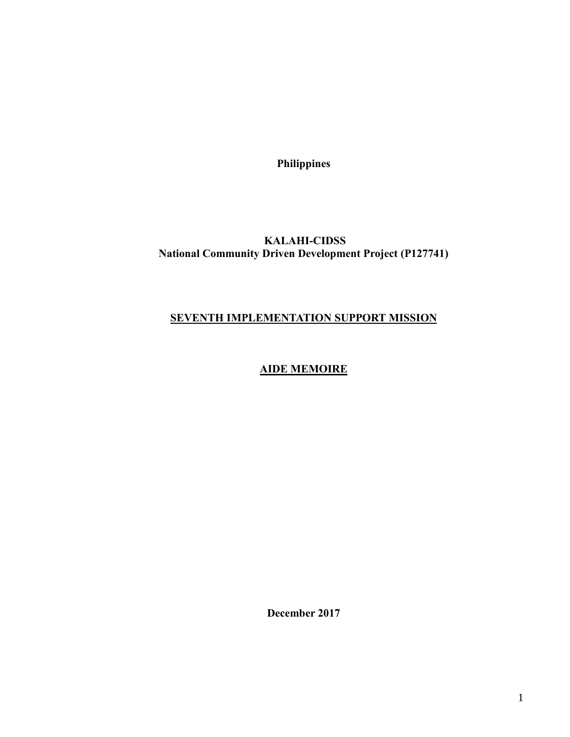**Philippines**

**KALAHI-CIDSS**
**National Community Driven Development Project (P127741)**

**SEVENTH IMPLEMENTATION SUPPORT MISSION**

**AIDE MEMOIRE**

**December 2017**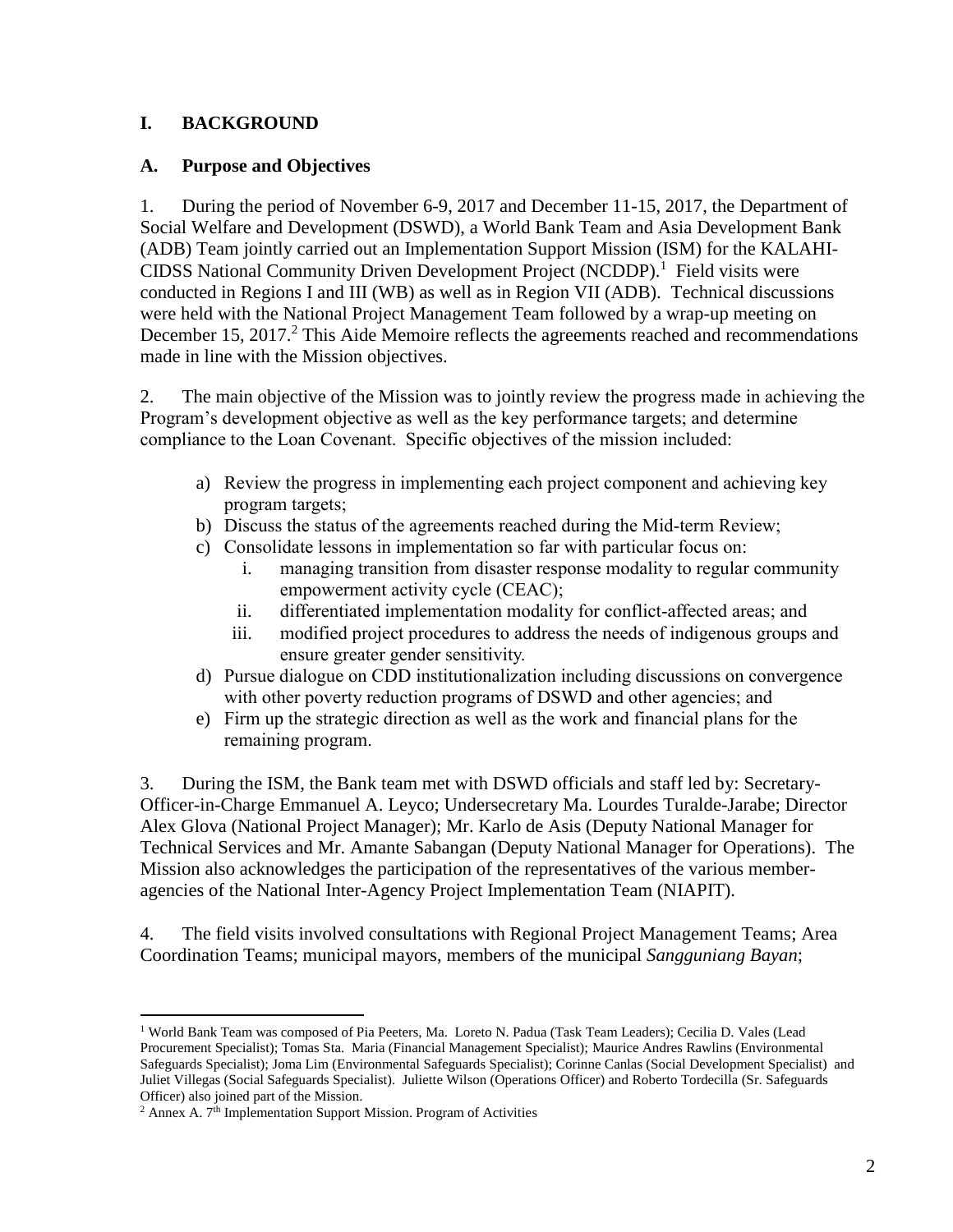## I. BACKGROUND

### A. Purpose and Objectives

1. During the period of November 6-9, 2017 and December 11-15, 2017, the Department of Social Welfare and Development (DSWD), a World Bank Team and Asia Development Bank (ADB) Team jointly carried out an Implementation Support Mission (ISM) for the KALAHI-CIDSS National Community Driven Development Project (NCDDP).[1] Field visits were conducted in Regions I and III (WB) as well as in Region VII (ADB). Technical discussions were held with the National Project Management Team followed by a wrap-up meeting on December 15, 2017.[2] This Aide Memoire reflects the agreements reached and recommendations made in line with the Mission objectives.

2. The main objective of the Mission was to jointly review the progress made in achieving the Program's development objective as well as the key performance targets; and determine compliance to the Loan Covenant. Specific objectives of the mission included:

   a) Review the progress in implementing each project component and achieving key program targets;
   b) Discuss the status of the agreements reached during the Mid-term Review;
   c) Consolidate lessons in implementation so far with particular focus on:
      i. managing transition from disaster response modality to regular community empowerment activity cycle (CEAC);
      ii. differentiated implementation modality for conflict-affected areas; and
      iii. modified project procedures to address the needs of indigenous groups and ensure greater gender sensitivity.
   d) Pursue dialogue on CDD institutionalization including discussions on convergence with other poverty reduction programs of DSWD and other agencies; and
   e) Firm up the strategic direction as well as the work and financial plans for the remaining program.

3. During the ISM, the Bank team met with DSWD officials and staff led by: Secretary-Officer-in-Charge Emmanuel A. Leyco; Undersecretary Ma. Lourdes Turalde-Jarabe; Director Alex Glova (National Project Manager); Mr. Karlo de Asis (Deputy National Manager for Technical Services and Mr. Amante Sabangan (Deputy National Manager for Operations). The Mission also acknowledges the participation of the representatives of the various member-agencies of the National Inter-Agency Project Implementation Team (NIAPIT).

4. The field visits involved consultations with Regional Project Management Teams; Area Coordination Teams; municipal mayors, members of the municipal *Sangguniang Bayan*;

---

[1] World Bank Team was composed of Pia Peeters, Ma. Loreto N. Padua (Task Team Leaders); Cecilia D. Vales (Lead Procurement Specialist); Tomas Sta. Maria (Financial Management Specialist); Maurice Andres Rawlins (Environmental Safeguards Specialist); Joma Lim (Environmental Safeguards Specialist); Corinne Canlas (Social Development Specialist) and Juliet Villegas (Social Safeguards Specialist). Juliette Wilson (Operations Officer) and Roberto Tordecilla (Sr. Safeguards Officer) also joined part of the Mission.

[2] Annex A. 7th Implementation Support Mission. Program of Activities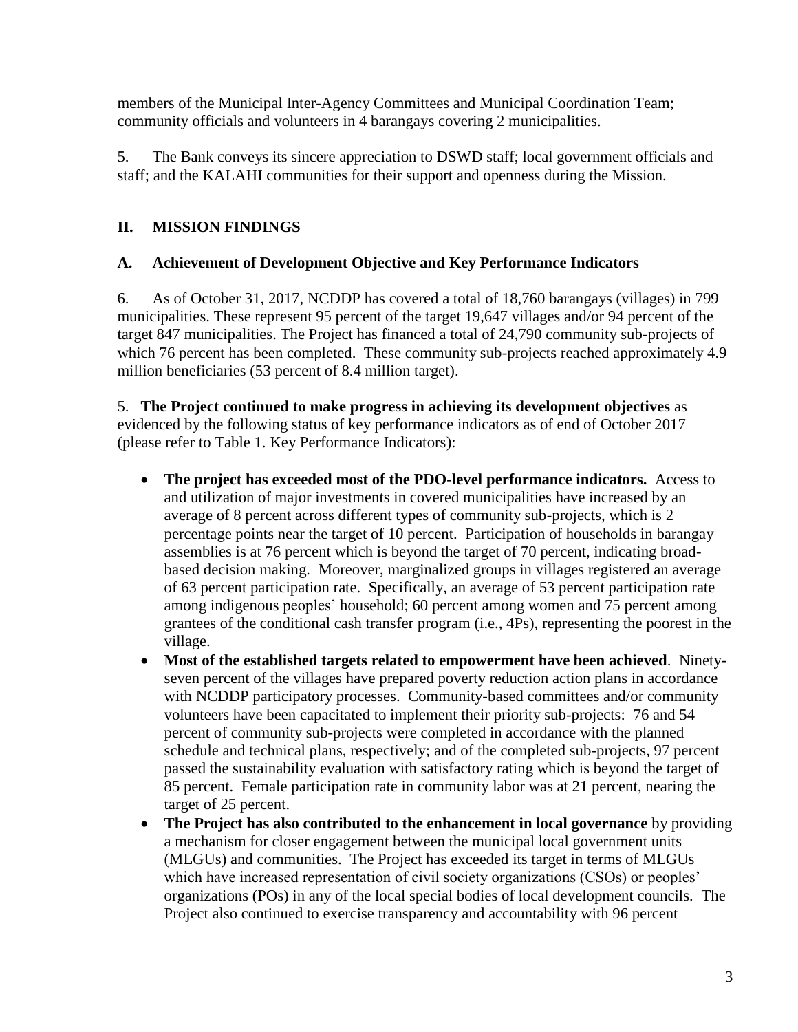members of the Municipal Inter-Agency Committees and Municipal Coordination Team; community officials and volunteers in 4 barangays covering 2 municipalities.

5. The Bank conveys its sincere appreciation to DSWD staff; local government officials and staff; and the KALAHI communities for their support and openness during the Mission.

## II. MISSION FINDINGS

### A. Achievement of Development Objective and Key Performance Indicators

6. As of October 31, 2017, NCDDP has covered a total of 18,760 barangays (villages) in 799 municipalities. These represent 95 percent of the target 19,647 villages and/or 94 percent of the target 847 municipalities. The Project has financed a total of 24,790 community sub-projects of which 76 percent has been completed. These community sub-projects reached approximately 4.9 million beneficiaries (53 percent of 8.4 million target).

5. **The Project continued to make progress in achieving its development objectives** as evidenced by the following status of key performance indicators as of end of October 2017 (please refer to Table 1. Key Performance Indicators):

- **The project has exceeded most of the PDO-level performance indicators.** Access to and utilization of major investments in covered municipalities have increased by an average of 8 percent across different types of community sub-projects, which is 2 percentage points near the target of 10 percent. Participation of households in barangay assemblies is at 76 percent which is beyond the target of 70 percent, indicating broad-based decision making. Moreover, marginalized groups in villages registered an average of 63 percent participation rate. Specifically, an average of 53 percent participation rate among indigenous peoples' household; 60 percent among women and 75 percent among grantees of the conditional cash transfer program (i.e., 4Ps), representing the poorest in the village.
- **Most of the established targets related to empowerment have been achieved**. Ninety-seven percent of the villages have prepared poverty reduction action plans in accordance with NCDDP participatory processes. Community-based committees and/or community volunteers have been capacitated to implement their priority sub-projects: 76 and 54 percent of community sub-projects were completed in accordance with the planned schedule and technical plans, respectively; and of the completed sub-projects, 97 percent passed the sustainability evaluation with satisfactory rating which is beyond the target of 85 percent. Female participation rate in community labor was at 21 percent, nearing the target of 25 percent.
- **The Project has also contributed to the enhancement in local governance** by providing a mechanism for closer engagement between the municipal local government units (MLGUs) and communities. The Project has exceeded its target in terms of MLGUs which have increased representation of civil society organizations (CSOs) or peoples' organizations (POs) in any of the local special bodies of local development councils. The Project also continued to exercise transparency and accountability with 96 percent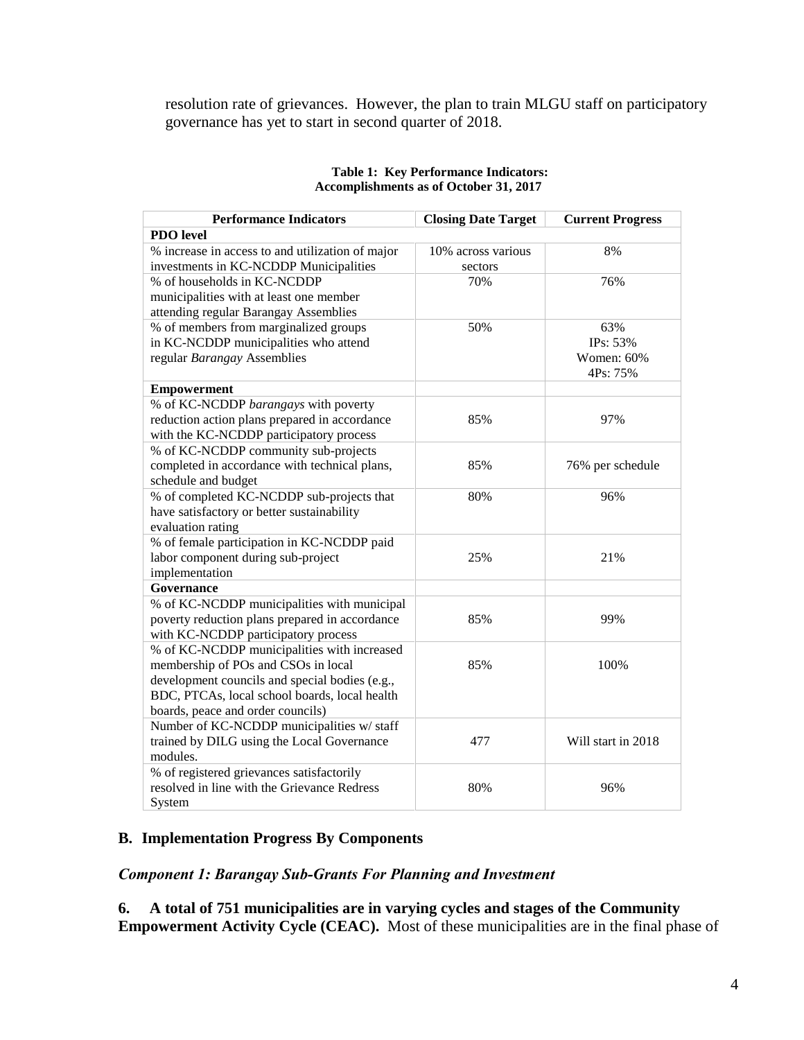resolution rate of grievances. However, the plan to train MLGU staff on participatory governance has yet to start in second quarter of 2018.

**Table 1: Key Performance Indicators: Accomplishments as of October 31, 2017**

| Performance Indicators | Closing Date Target | Current Progress |
|---|---|---|
| **PDO level** | | |
| % increase in access to and utilization of major investments in KC-NCDDP Municipalities | 10% across various sectors | 8% |
| % of households in KC-NCDDP municipalities with at least one member attending regular Barangay Assemblies | 70% | 76% |
| % of members from marginalized groups in KC-NCDDP municipalities who attend regular *Barangay* Assemblies | 50% | 63%<br>IPs: 53%<br>Women: 60%<br>4Ps: 75% |
| **Empowerment** | | |
| % of KC-NCDDP *barangays* with poverty reduction action plans prepared in accordance with the KC-NCDDP participatory process | 85% | 97% |
| % of KC-NCDDP community sub-projects completed in accordance with technical plans, schedule and budget | 85% | 76% per schedule |
| % of completed KC-NCDDP sub-projects that have satisfactory or better sustainability evaluation rating | 80% | 96% |
| % of female participation in KC-NCDDP paid labor component during sub-project implementation | 25% | 21% |
| **Governance** | | |
| % of KC-NCDDP municipalities with municipal poverty reduction plans prepared in accordance with KC-NCDDP participatory process | 85% | 99% |
| % of KC-NCDDP municipalities with increased membership of POs and CSOs in local development councils and special bodies (e.g., BDC, PTCAs, local school boards, local health boards, peace and order councils) | 85% | 100% |
| Number of KC-NCDDP municipalities w/ staff trained by DILG using the Local Governance modules. | 477 | Will start in 2018 |
| % of registered grievances satisfactorily resolved in line with the Grievance Redress System | 80% | 96% |

## B. Implementation Progress By Components

### *Component 1: Barangay Sub-Grants For Planning and Investment*

**6. A total of 751 municipalities are in varying cycles and stages of the Community Empowerment Activity Cycle (CEAC).** Most of these municipalities are in the final phase of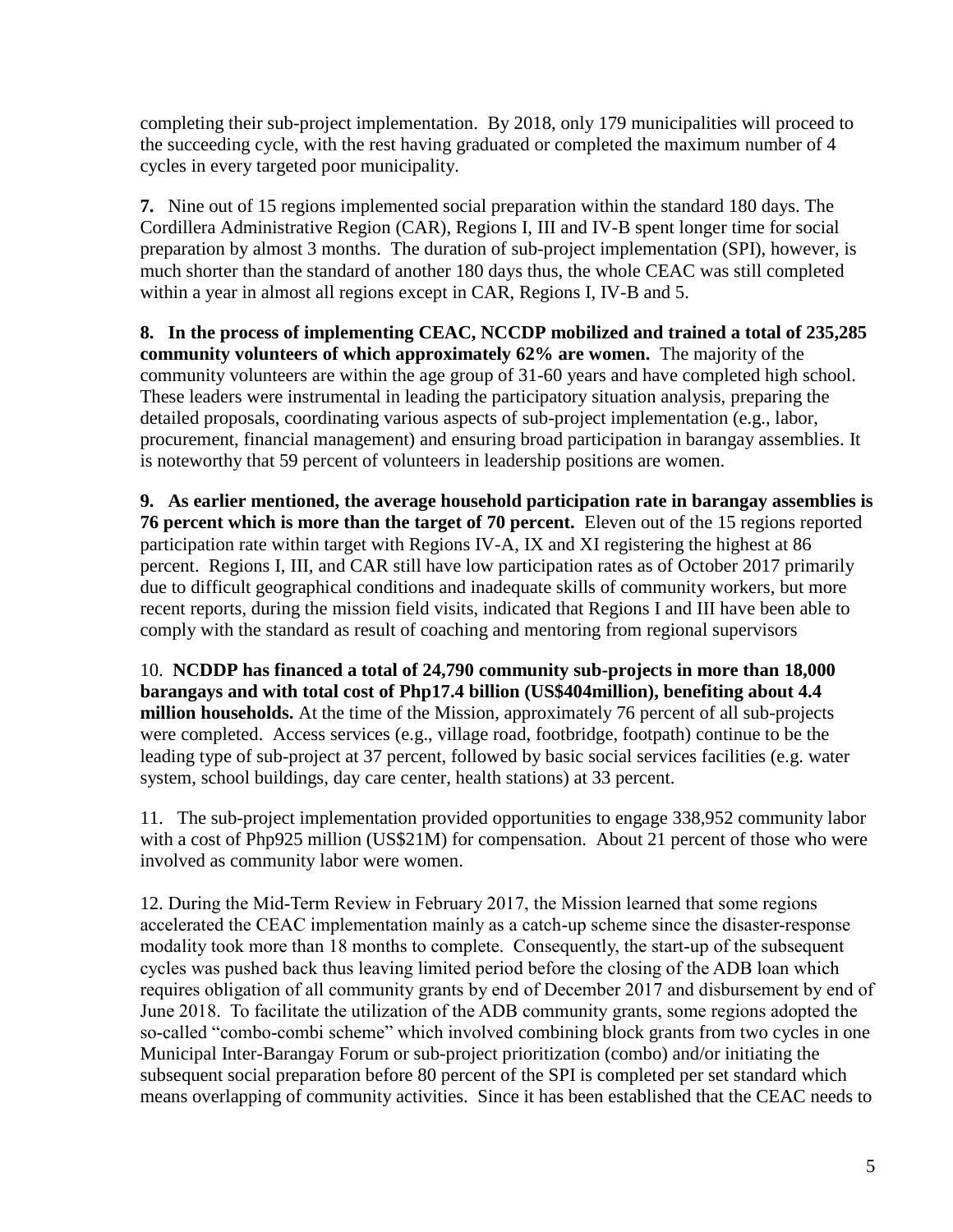completing their sub-project implementation. By 2018, only 179 municipalities will proceed to the succeeding cycle, with the rest having graduated or completed the maximum number of 4 cycles in every targeted poor municipality.

**7.** Nine out of 15 regions implemented social preparation within the standard 180 days. The Cordillera Administrative Region (CAR), Regions I, III and IV-B spent longer time for social preparation by almost 3 months. The duration of sub-project implementation (SPI), however, is much shorter than the standard of another 180 days thus, the whole CEAC was still completed within a year in almost all regions except in CAR, Regions I, IV-B and 5.

**8. In the process of implementing CEAC, NCCDP mobilized and trained a total of 235,285 community volunteers of which approximately 62% are women.** The majority of the community volunteers are within the age group of 31-60 years and have completed high school. These leaders were instrumental in leading the participatory situation analysis, preparing the detailed proposals, coordinating various aspects of sub-project implementation (e.g., labor, procurement, financial management) and ensuring broad participation in barangay assemblies. It is noteworthy that 59 percent of volunteers in leadership positions are women.

**9. As earlier mentioned, the average household participation rate in barangay assemblies is 76 percent which is more than the target of 70 percent.** Eleven out of the 15 regions reported participation rate within target with Regions IV-A, IX and XI registering the highest at 86 percent. Regions I, III, and CAR still have low participation rates as of October 2017 primarily due to difficult geographical conditions and inadequate skills of community workers, but more recent reports, during the mission field visits, indicated that Regions I and III have been able to comply with the standard as result of coaching and mentoring from regional supervisors

10. **NCDDP has financed a total of 24,790 community sub-projects in more than 18,000 barangays and with total cost of Php17.4 billion (US$404million), benefiting about 4.4 million households.** At the time of the Mission, approximately 76 percent of all sub-projects were completed. Access services (e.g., village road, footbridge, footpath) continue to be the leading type of sub-project at 37 percent, followed by basic social services facilities (e.g. water system, school buildings, day care center, health stations) at 33 percent.

11. The sub-project implementation provided opportunities to engage 338,952 community labor with a cost of Php925 million (US$21M) for compensation. About 21 percent of those who were involved as community labor were women.

12. During the Mid-Term Review in February 2017, the Mission learned that some regions accelerated the CEAC implementation mainly as a catch-up scheme since the disaster-response modality took more than 18 months to complete. Consequently, the start-up of the subsequent cycles was pushed back thus leaving limited period before the closing of the ADB loan which requires obligation of all community grants by end of December 2017 and disbursement by end of June 2018. To facilitate the utilization of the ADB community grants, some regions adopted the so-called "combo-combi scheme" which involved combining block grants from two cycles in one Municipal Inter-Barangay Forum or sub-project prioritization (combo) and/or initiating the subsequent social preparation before 80 percent of the SPI is completed per set standard which means overlapping of community activities. Since it has been established that the CEAC needs to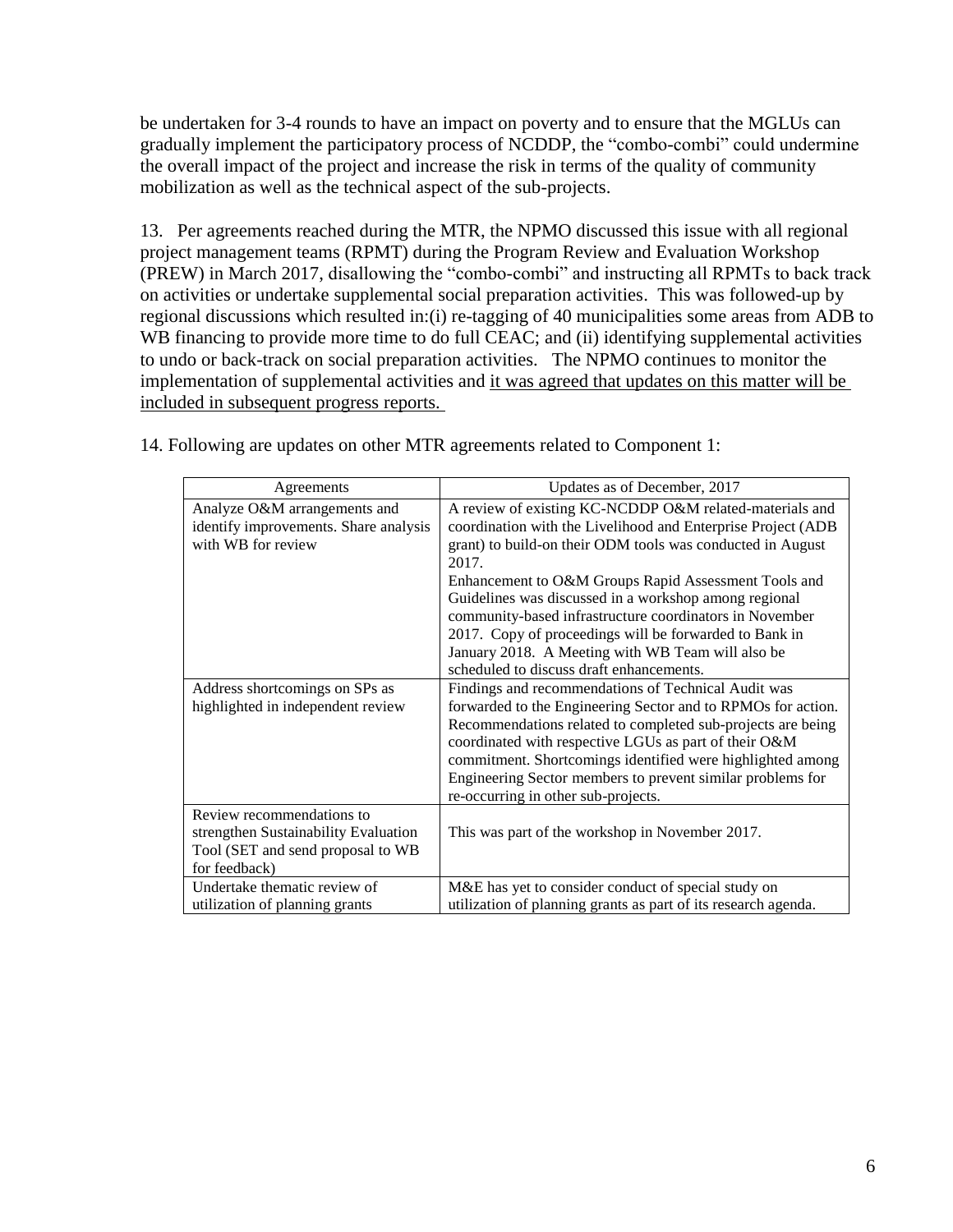be undertaken for 3-4 rounds to have an impact on poverty and to ensure that the MGLUs can gradually implement the participatory process of NCDDP, the "combo-combi" could undermine the overall impact of the project and increase the risk in terms of the quality of community mobilization as well as the technical aspect of the sub-projects.

13. Per agreements reached during the MTR, the NPMO discussed this issue with all regional project management teams (RPMT) during the Program Review and Evaluation Workshop (PREW) in March 2017, disallowing the "combo-combi" and instructing all RPMTs to back track on activities or undertake supplemental social preparation activities. This was followed-up by regional discussions which resulted in:(i) re-tagging of 40 municipalities some areas from ADB to WB financing to provide more time to do full CEAC; and (ii) identifying supplemental activities to undo or back-track on social preparation activities. The NPMO continues to monitor the implementation of supplemental activities and <u>it was agreed that updates on this matter will be included in subsequent progress reports.</u>

14. Following are updates on other MTR agreements related to Component 1:

| Agreements | Updates as of December, 2017 |
| --- | --- |
| Analyze O&M arrangements and identify improvements. Share analysis with WB for review | A review of existing KC-NCDDP O&M related-materials and coordination with the Livelihood and Enterprise Project (ADB grant) to build-on their ODM tools was conducted in August 2017.<br>Enhancement to O&M Groups Rapid Assessment Tools and Guidelines was discussed in a workshop among regional community-based infrastructure coordinators in November 2017. Copy of proceedings will be forwarded to Bank in January 2018. A Meeting with WB Team will also be scheduled to discuss draft enhancements. |
| Address shortcomings on SPs as highlighted in independent review | Findings and recommendations of Technical Audit was forwarded to the Engineering Sector and to RPMOs for action. Recommendations related to completed sub-projects are being coordinated with respective LGUs as part of their O&M commitment. Shortcomings identified were highlighted among Engineering Sector members to prevent similar problems for re-occurring in other sub-projects. |
| Review recommendations to strengthen Sustainability Evaluation Tool (SET and send proposal to WB for feedback) | This was part of the workshop in November 2017. |
| Undertake thematic review of utilization of planning grants | M&E has yet to consider conduct of special study on utilization of planning grants as part of its research agenda. |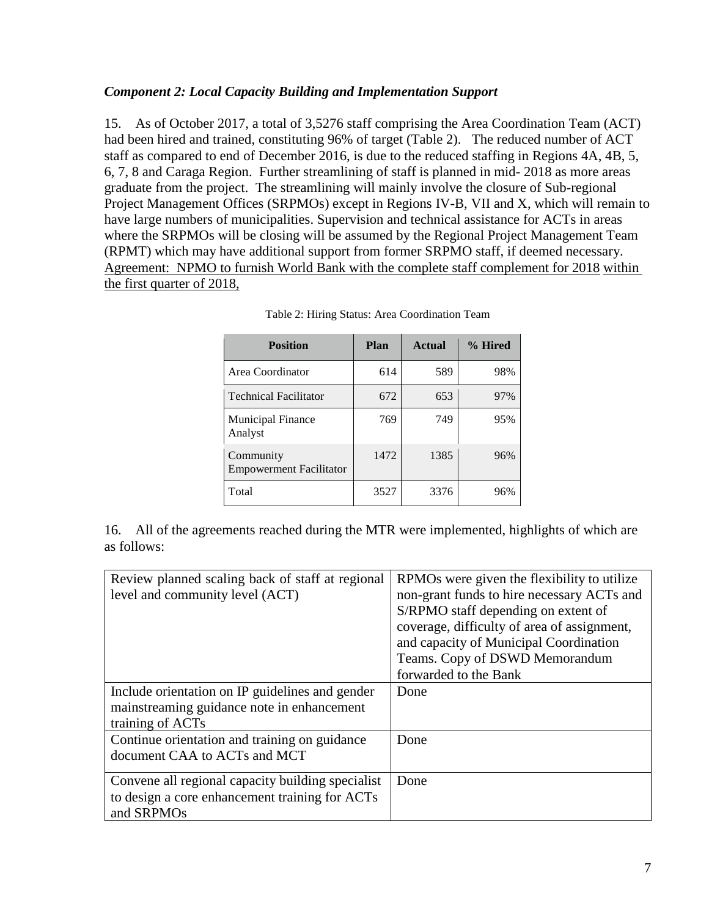### *Component 2: Local Capacity Building and Implementation Support*

15. As of October 2017, a total of 3,5276 staff comprising the Area Coordination Team (ACT) had been hired and trained, constituting 96% of target (Table 2). The reduced number of ACT staff as compared to end of December 2016, is due to the reduced staffing in Regions 4A, 4B, 5, 6, 7, 8 and Caraga Region. Further streamlining of staff is planned in mid- 2018 as more areas graduate from the project. The streamlining will mainly involve the closure of Sub-regional Project Management Offices (SRPMOs) except in Regions IV-B, VII and X, which will remain to have large numbers of municipalities. Supervision and technical assistance for ACTs in areas where the SRPMOs will be closing will be assumed by the Regional Project Management Team (RPMT) which may have additional support from former SRPMO staff, if deemed necessary. Agreement: NPMO to furnish World Bank with the complete staff complement for 2018 within the first quarter of 2018,

Table 2: Hiring Status: Area Coordination Team

| Position | Plan | Actual | % Hired |
|---|---|---|---|
| Area Coordinator | 614 | 589 | 98% |
| Technical Facilitator | 672 | 653 | 97% |
| Municipal Finance Analyst | 769 | 749 | 95% |
| Community Empowerment Facilitator | 1472 | 1385 | 96% |
| Total | 3527 | 3376 | 96% |

16. All of the agreements reached during the MTR were implemented, highlights of which are as follows:

| | |
|---|---|
| Review planned scaling back of staff at regional level and community level (ACT) | RPMOs were given the flexibility to utilize non-grant funds to hire necessary ACTs and S/RPMO staff depending on extent of coverage, difficulty of area of assignment, and capacity of Municipal Coordination Teams. Copy of DSWD Memorandum forwarded to the Bank |
| Include orientation on IP guidelines and gender mainstreaming guidance note in enhancement training of ACTs | Done |
| Continue orientation and training on guidance document CAA to ACTs and MCT | Done |
| Convene all regional capacity building specialist to design a core enhancement training for ACTs and SRPMOs | Done |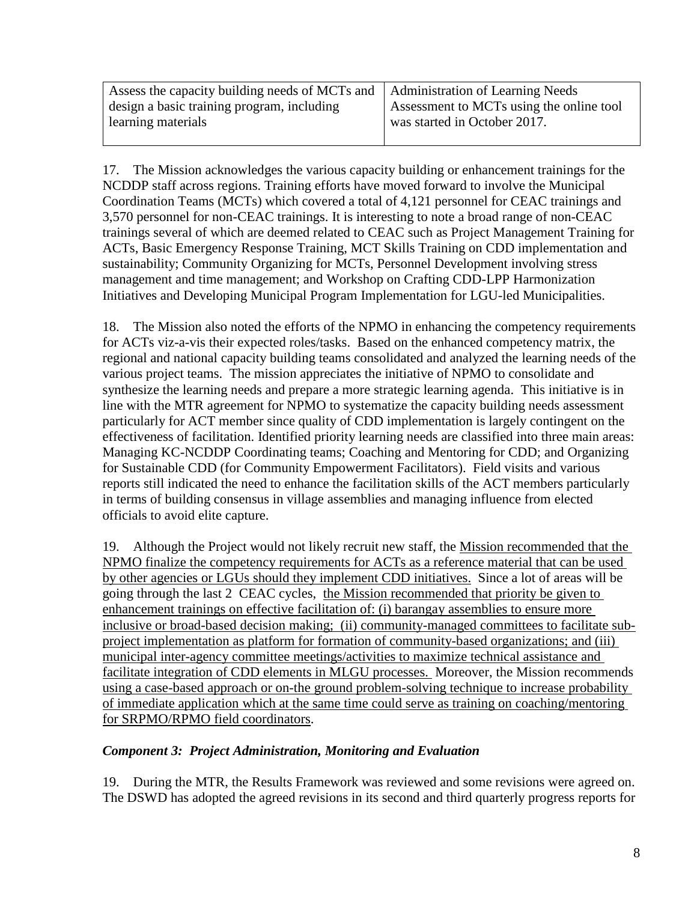| Assess the capacity building needs of MCTs and design a basic training program, including learning materials | Administration of Learning Needs Assessment to MCTs using the online tool was started in October 2017. |
|---|---|

17. The Mission acknowledges the various capacity building or enhancement trainings for the NCDDP staff across regions. Training efforts have moved forward to involve the Municipal Coordination Teams (MCTs) which covered a total of 4,121 personnel for CEAC trainings and 3,570 personnel for non-CEAC trainings. It is interesting to note a broad range of non-CEAC trainings several of which are deemed related to CEAC such as Project Management Training for ACTs, Basic Emergency Response Training, MCT Skills Training on CDD implementation and sustainability; Community Organizing for MCTs, Personnel Development involving stress management and time management; and Workshop on Crafting CDD-LPP Harmonization Initiatives and Developing Municipal Program Implementation for LGU-led Municipalities.

18. The Mission also noted the efforts of the NPMO in enhancing the competency requirements for ACTs viz-a-vis their expected roles/tasks. Based on the enhanced competency matrix, the regional and national capacity building teams consolidated and analyzed the learning needs of the various project teams. The mission appreciates the initiative of NPMO to consolidate and synthesize the learning needs and prepare a more strategic learning agenda. This initiative is in line with the MTR agreement for NPMO to systematize the capacity building needs assessment particularly for ACT member since quality of CDD implementation is largely contingent on the effectiveness of facilitation. Identified priority learning needs are classified into three main areas: Managing KC-NCDDP Coordinating teams; Coaching and Mentoring for CDD; and Organizing for Sustainable CDD (for Community Empowerment Facilitators). Field visits and various reports still indicated the need to enhance the facilitation skills of the ACT members particularly in terms of building consensus in village assemblies and managing influence from elected officials to avoid elite capture.

19. Although the Project would not likely recruit new staff, the Mission recommended that the NPMO finalize the competency requirements for ACTs as a reference material that can be used by other agencies or LGUs should they implement CDD initiatives. Since a lot of areas will be going through the last 2 CEAC cycles, the Mission recommended that priority be given to enhancement trainings on effective facilitation of: (i) barangay assemblies to ensure more inclusive or broad-based decision making; (ii) community-managed committees to facilitate sub-project implementation as platform for formation of community-based organizations; and (iii) municipal inter-agency committee meetings/activities to maximize technical assistance and facilitate integration of CDD elements in MLGU processes. Moreover, the Mission recommends using a case-based approach or on-the ground problem-solving technique to increase probability of immediate application which at the same time could serve as training on coaching/mentoring for SRPMO/RPMO field coordinators.

### *Component 3: Project Administration, Monitoring and Evaluation*

19. During the MTR, the Results Framework was reviewed and some revisions were agreed on. The DSWD has adopted the agreed revisions in its second and third quarterly progress reports for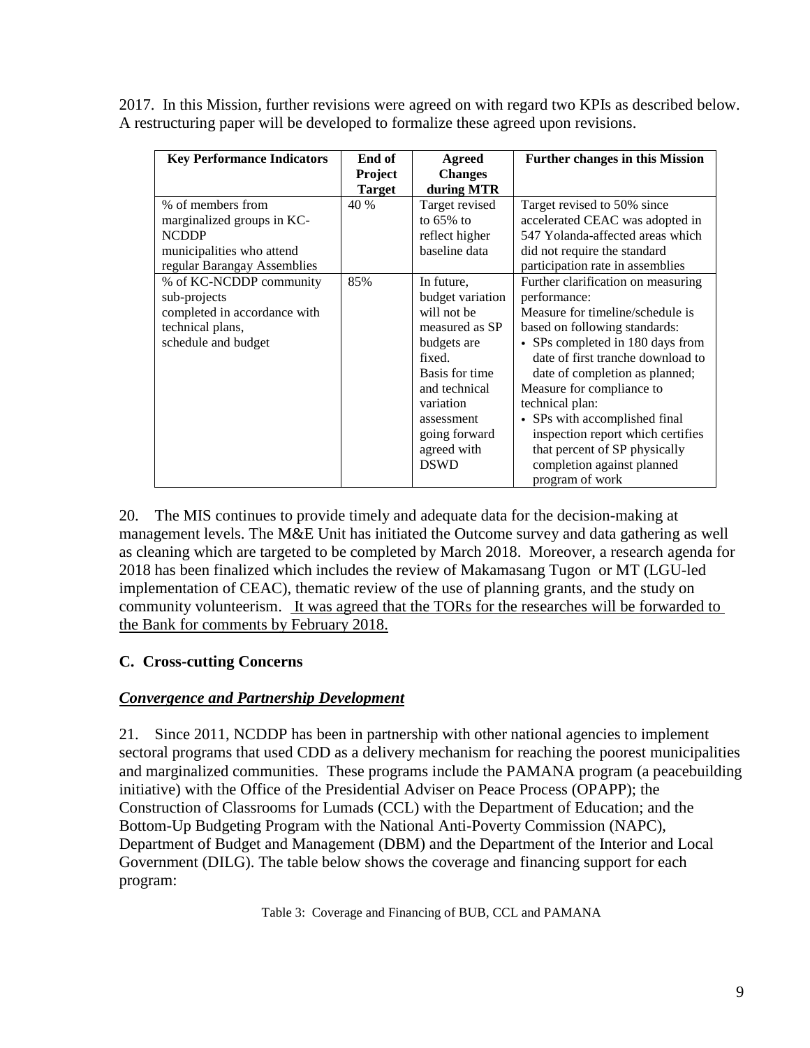2017. In this Mission, further revisions were agreed on with regard two KPIs as described below. A restructuring paper will be developed to formalize these agreed upon revisions.

| Key Performance Indicators | End of Project Target | Agreed Changes during MTR | Further changes in this Mission |
|---|---|---|---|
| % of members from marginalized groups in KC-NCDDP municipalities who attend regular Barangay Assemblies | 40 % | Target revised to 65% to reflect higher baseline data | Target revised to 50% since accelerated CEAC was adopted in 547 Yolanda-affected areas which did not require the standard participation rate in assemblies |
| % of KC-NCDDP community sub-projects completed in accordance with technical plans, schedule and budget | 85% | In future, budget variation will not be measured as SP budgets are fixed. Basis for time and technical variation assessment going forward agreed with DSWD | Further clarification on measuring performance: Measure for timeline/schedule is based on following standards: • SPs completed in 180 days from date of first tranche download to date of completion as planned; Measure for compliance to technical plan: • SPs with accomplished final inspection report which certifies that percent of SP physically completion against planned program of work |

20. The MIS continues to provide timely and adequate data for the decision-making at management levels. The M&E Unit has initiated the Outcome survey and data gathering as well as cleaning which are targeted to be completed by March 2018. Moreover, a research agenda for 2018 has been finalized which includes the review of Makamasang Tugon or MT (LGU-led implementation of CEAC), thematic review of the use of planning grants, and the study on community volunteerism. <u>It was agreed that the TORs for the researches will be forwarded to the Bank for comments by February 2018.</u>

### C. Cross-cutting Concerns

***<u>Convergence and Partnership Development</u>***

21. Since 2011, NCDDP has been in partnership with other national agencies to implement sectoral programs that used CDD as a delivery mechanism for reaching the poorest municipalities and marginalized communities. These programs include the PAMANA program (a peacebuilding initiative) with the Office of the Presidential Adviser on Peace Process (OPAPP); the Construction of Classrooms for Lumads (CCL) with the Department of Education; and the Bottom-Up Budgeting Program with the National Anti-Poverty Commission (NAPC), Department of Budget and Management (DBM) and the Department of the Interior and Local Government (DILG). The table below shows the coverage and financing support for each program:

Table 3: Coverage and Financing of BUB, CCL and PAMANA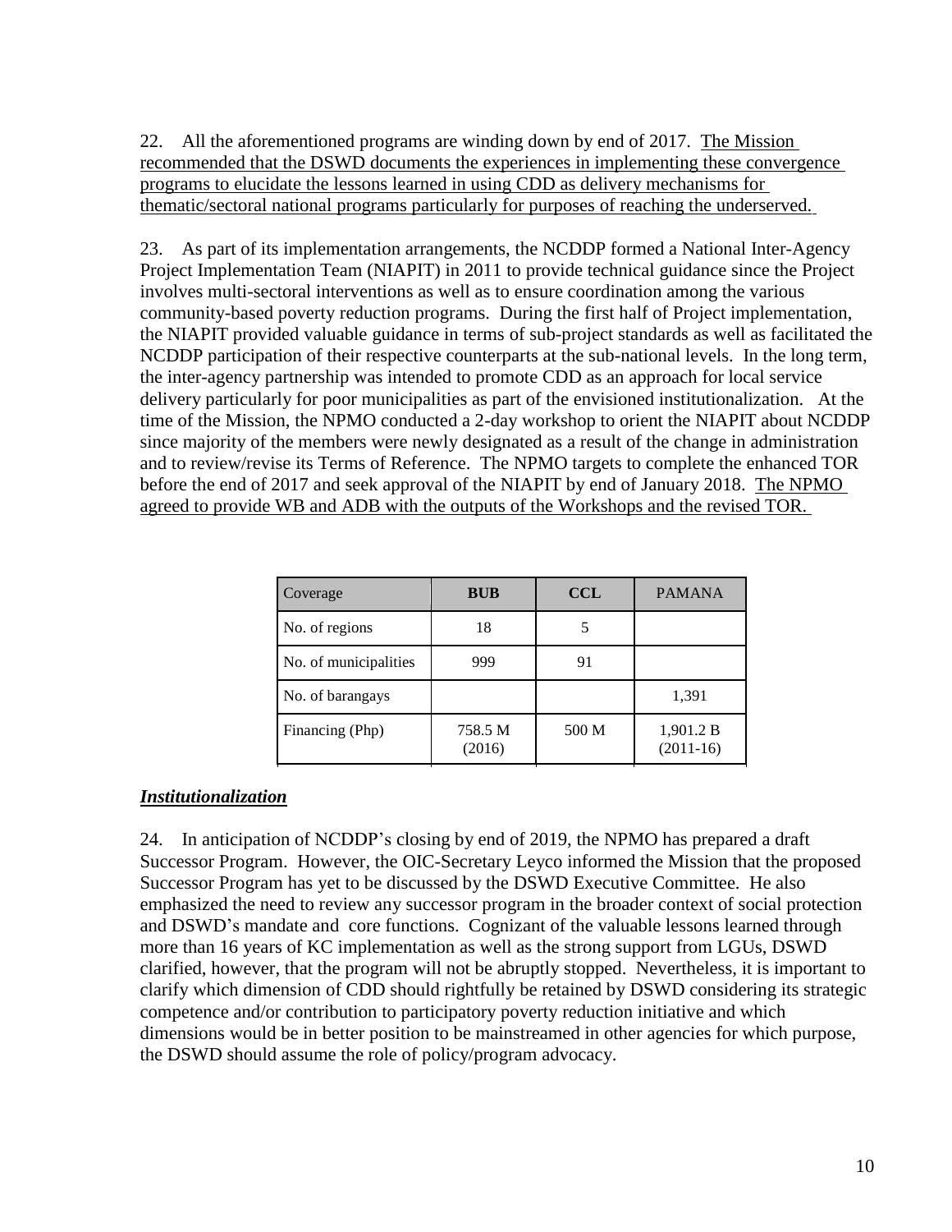22. All the aforementioned programs are winding down by end of 2017. <u>The Mission recommended that the DSWD documents the experiences in implementing these convergence programs to elucidate the lessons learned in using CDD as delivery mechanisms for thematic/sectoral national programs particularly for purposes of reaching the underserved.</u>

23. As part of its implementation arrangements, the NCDDP formed a National Inter-Agency Project Implementation Team (NIAPIT) in 2011 to provide technical guidance since the Project involves multi-sectoral interventions as well as to ensure coordination among the various community-based poverty reduction programs. During the first half of Project implementation, the NIAPIT provided valuable guidance in terms of sub-project standards as well as facilitated the NCDDP participation of their respective counterparts at the sub-national levels. In the long term, the inter-agency partnership was intended to promote CDD as an approach for local service delivery particularly for poor municipalities as part of the envisioned institutionalization. At the time of the Mission, the NPMO conducted a 2-day workshop to orient the NIAPIT about NCDDP since majority of the members were newly designated as a result of the change in administration and to review/revise its Terms of Reference. The NPMO targets to complete the enhanced TOR before the end of 2017 and seek approval of the NIAPIT by end of January 2018. <u>The NPMO agreed to provide WB and ADB with the outputs of the Workshops and the revised TOR.</u>

| Coverage | **BUB** | **CCL** | PAMANA |
|---|---|---|---|
| No. of regions | 18 | 5 | |
| No. of municipalities | 999 | 91 | |
| No. of barangays | | | 1,391 |
| Financing (Php) | 758.5 M (2016) | 500 M | 1,901.2 B (2011-16) |

## ***Institutionalization***

24. In anticipation of NCDDP's closing by end of 2019, the NPMO has prepared a draft Successor Program. However, the OIC-Secretary Leyco informed the Mission that the proposed Successor Program has yet to be discussed by the DSWD Executive Committee. He also emphasized the need to review any successor program in the broader context of social protection and DSWD's mandate and core functions. Cognizant of the valuable lessons learned through more than 16 years of KC implementation as well as the strong support from LGUs, DSWD clarified, however, that the program will not be abruptly stopped. Nevertheless, it is important to clarify which dimension of CDD should rightfully be retained by DSWD considering its strategic competence and/or contribution to participatory poverty reduction initiative and which dimensions would be in better position to be mainstreamed in other agencies for which purpose, the DSWD should assume the role of policy/program advocacy.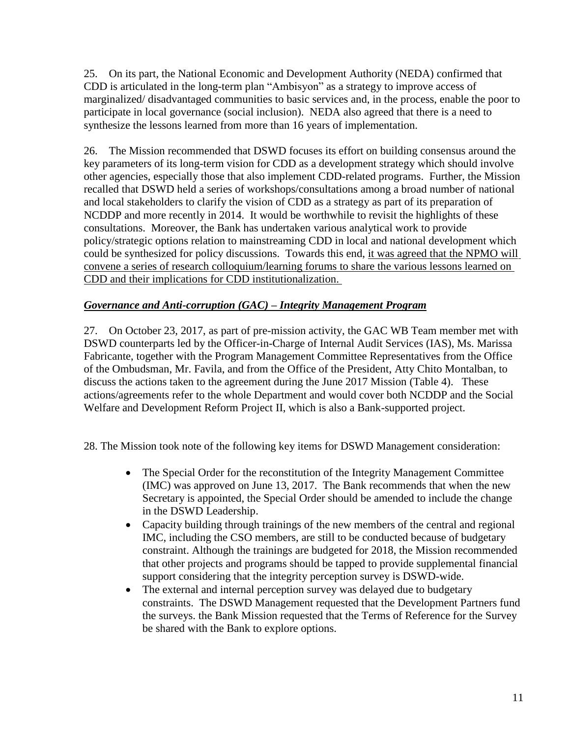25. On its part, the National Economic and Development Authority (NEDA) confirmed that CDD is articulated in the long-term plan "Ambisyon" as a strategy to improve access of marginalized/ disadvantaged communities to basic services and, in the process, enable the poor to participate in local governance (social inclusion). NEDA also agreed that there is a need to synthesize the lessons learned from more than 16 years of implementation.

26. The Mission recommended that DSWD focuses its effort on building consensus around the key parameters of its long-term vision for CDD as a development strategy which should involve other agencies, especially those that also implement CDD-related programs. Further, the Mission recalled that DSWD held a series of workshops/consultations among a broad number of national and local stakeholders to clarify the vision of CDD as a strategy as part of its preparation of NCDDP and more recently in 2014. It would be worthwhile to revisit the highlights of these consultations. Moreover, the Bank has undertaken various analytical work to provide policy/strategic options relation to mainstreaming CDD in local and national development which could be synthesized for policy discussions. Towards this end, <u>it was agreed that the NPMO will convene a series of research colloquium/learning forums to share the various lessons learned on CDD and their implications for CDD institutionalization.</u>

***<u>Governance and Anti-corruption (GAC) – Integrity Management Program</u>***

27. On October 23, 2017, as part of pre-mission activity, the GAC WB Team member met with DSWD counterparts led by the Officer-in-Charge of Internal Audit Services (IAS), Ms. Marissa Fabricante, together with the Program Management Committee Representatives from the Office of the Ombudsman, Mr. Favila, and from the Office of the President, Atty Chito Montalban, to discuss the actions taken to the agreement during the June 2017 Mission (Table 4). These actions/agreements refer to the whole Department and would cover both NCDDP and the Social Welfare and Development Reform Project II, which is also a Bank-supported project.

28. The Mission took note of the following key items for DSWD Management consideration:

- The Special Order for the reconstitution of the Integrity Management Committee (IMC) was approved on June 13, 2017. The Bank recommends that when the new Secretary is appointed, the Special Order should be amended to include the change in the DSWD Leadership.
- Capacity building through trainings of the new members of the central and regional IMC, including the CSO members, are still to be conducted because of budgetary constraint. Although the trainings are budgeted for 2018, the Mission recommended that other projects and programs should be tapped to provide supplemental financial support considering that the integrity perception survey is DSWD-wide.
- The external and internal perception survey was delayed due to budgetary constraints. The DSWD Management requested that the Development Partners fund the surveys. the Bank Mission requested that the Terms of Reference for the Survey be shared with the Bank to explore options.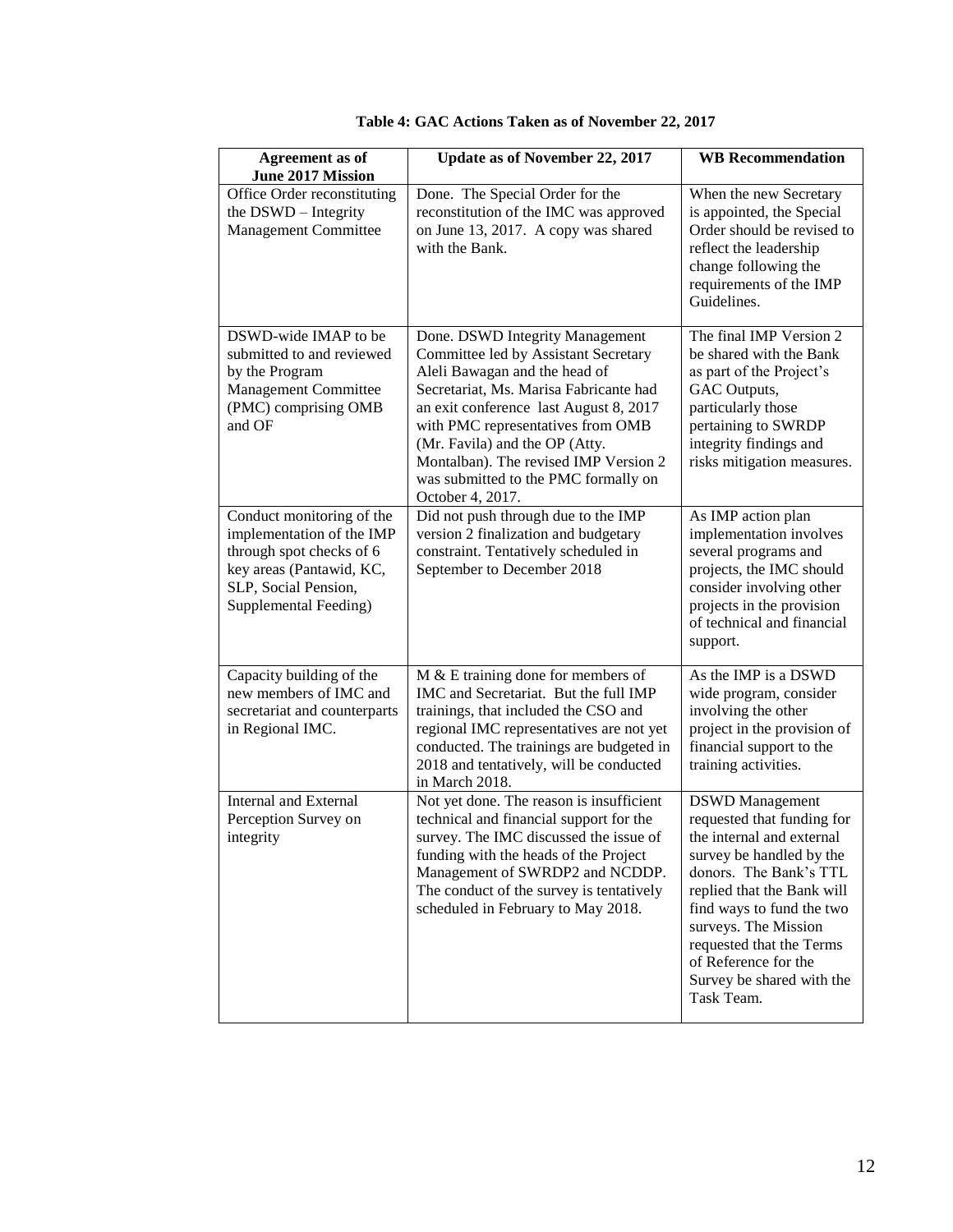**Table 4: GAC Actions Taken as of November 22, 2017**

| Agreement as of June 2017 Mission | Update as of November 22, 2017 | WB Recommendation |
|---|---|---|
| Office Order reconstituting the DSWD – Integrity Management Committee | Done. The Special Order for the reconstitution of the IMC was approved on June 13, 2017. A copy was shared with the Bank. | When the new Secretary is appointed, the Special Order should be revised to reflect the leadership change following the requirements of the IMP Guidelines. |
| DSWD-wide IMAP to be submitted to and reviewed by the Program Management Committee (PMC) comprising OMB and OF | Done. DSWD Integrity Management Committee led by Assistant Secretary Aleli Bawagan and the head of Secretariat, Ms. Marisa Fabricante had an exit conference last August 8, 2017 with PMC representatives from OMB (Mr. Favila) and the OP (Atty. Montalban). The revised IMP Version 2 was submitted to the PMC formally on October 4, 2017. | The final IMP Version 2 be shared with the Bank as part of the Project's GAC Outputs, particularly those pertaining to SWRDP integrity findings and risks mitigation measures. |
| Conduct monitoring of the implementation of the IMP through spot checks of 6 key areas (Pantawid, KC, SLP, Social Pension, Supplemental Feeding) | Did not push through due to the IMP version 2 finalization and budgetary constraint. Tentatively scheduled in September to December 2018 | As IMP action plan implementation involves several programs and projects, the IMC should consider involving other projects in the provision of technical and financial support. |
| Capacity building of the new members of IMC and secretariat and counterparts in Regional IMC. | M & E training done for members of IMC and Secretariat. But the full IMP trainings, that included the CSO and regional IMC representatives are not yet conducted. The trainings are budgeted in 2018 and tentatively, will be conducted in March 2018. | As the IMP is a DSWD wide program, consider involving the other project in the provision of financial support to the training activities. |
| Internal and External Perception Survey on integrity | Not yet done. The reason is insufficient technical and financial support for the survey. The IMC discussed the issue of funding with the heads of the Project Management of SWRDP2 and NCDDP. The conduct of the survey is tentatively scheduled in February to May 2018. | DSWD Management requested that funding for the internal and external survey be handled by the donors. The Bank's TTL replied that the Bank will find ways to fund the two surveys. The Mission requested that the Terms of Reference for the Survey be shared with the Task Team. |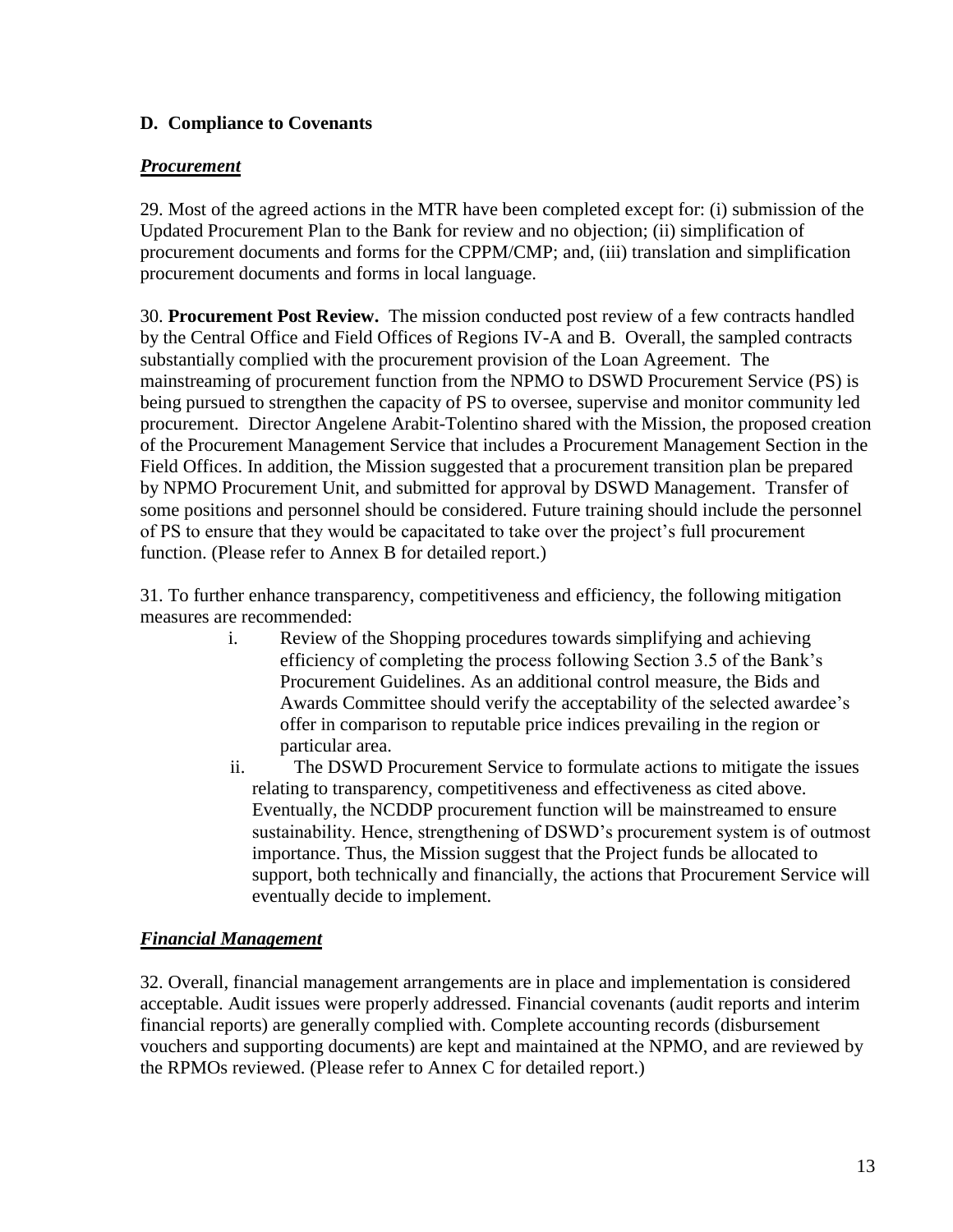### D. Compliance to Covenants

***Procurement***

29. Most of the agreed actions in the MTR have been completed except for: (i) submission of the Updated Procurement Plan to the Bank for review and no objection; (ii) simplification of procurement documents and forms for the CPPM/CMP; and, (iii) translation and simplification procurement documents and forms in local language.

30. **Procurement Post Review.** The mission conducted post review of a few contracts handled by the Central Office and Field Offices of Regions IV-A and B. Overall, the sampled contracts substantially complied with the procurement provision of the Loan Agreement. The mainstreaming of procurement function from the NPMO to DSWD Procurement Service (PS) is being pursued to strengthen the capacity of PS to oversee, supervise and monitor community led procurement. Director Angelene Arabit-Tolentino shared with the Mission, the proposed creation of the Procurement Management Service that includes a Procurement Management Section in the Field Offices. In addition, the Mission suggested that a procurement transition plan be prepared by NPMO Procurement Unit, and submitted for approval by DSWD Management. Transfer of some positions and personnel should be considered. Future training should include the personnel of PS to ensure that they would be capacitated to take over the project's full procurement function. (Please refer to Annex B for detailed report.)

31. To further enhance transparency, competitiveness and efficiency, the following mitigation measures are recommended:

i. Review of the Shopping procedures towards simplifying and achieving efficiency of completing the process following Section 3.5 of the Bank's Procurement Guidelines. As an additional control measure, the Bids and Awards Committee should verify the acceptability of the selected awardee's offer in comparison to reputable price indices prevailing in the region or particular area.

ii. The DSWD Procurement Service to formulate actions to mitigate the issues relating to transparency, competitiveness and effectiveness as cited above. Eventually, the NCDDP procurement function will be mainstreamed to ensure sustainability. Hence, strengthening of DSWD's procurement system is of outmost importance. Thus, the Mission suggest that the Project funds be allocated to support, both technically and financially, the actions that Procurement Service will eventually decide to implement.

***Financial Management***

32. Overall, financial management arrangements are in place and implementation is considered acceptable. Audit issues were properly addressed. Financial covenants (audit reports and interim financial reports) are generally complied with. Complete accounting records (disbursement vouchers and supporting documents) are kept and maintained at the NPMO, and are reviewed by the RPMOs reviewed. (Please refer to Annex C for detailed report.)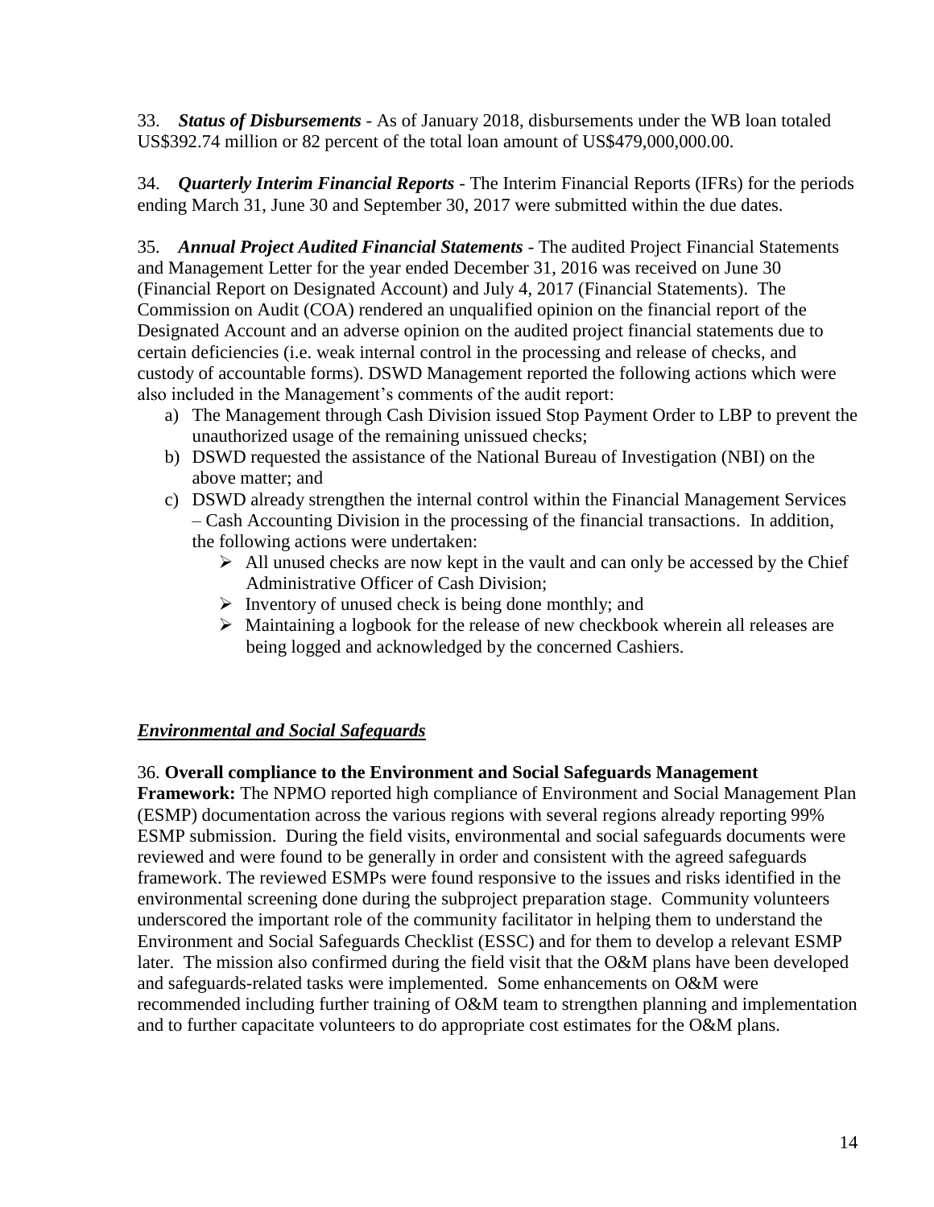33. ***Status of Disbursements*** - As of January 2018, disbursements under the WB loan totaled US$392.74 million or 82 percent of the total loan amount of US$479,000,000.00.

34. ***Quarterly Interim Financial Reports*** - The Interim Financial Reports (IFRs) for the periods ending March 31, June 30 and September 30, 2017 were submitted within the due dates.

35. ***Annual Project Audited Financial Statements*** - The audited Project Financial Statements and Management Letter for the year ended December 31, 2016 was received on June 30 (Financial Report on Designated Account) and July 4, 2017 (Financial Statements). The Commission on Audit (COA) rendered an unqualified opinion on the financial report of the Designated Account and an adverse opinion on the audited project financial statements due to certain deficiencies (i.e. weak internal control in the processing and release of checks, and custody of accountable forms). DSWD Management reported the following actions which were also included in the Management's comments of the audit report:

a) The Management through Cash Division issued Stop Payment Order to LBP to prevent the unauthorized usage of the remaining unissued checks;
b) DSWD requested the assistance of the National Bureau of Investigation (NBI) on the above matter; and
c) DSWD already strengthen the internal control within the Financial Management Services – Cash Accounting Division in the processing of the financial transactions. In addition, the following actions were undertaken:
   - All unused checks are now kept in the vault and can only be accessed by the Chief Administrative Officer of Cash Division;
   - Inventory of unused check is being done monthly; and
   - Maintaining a logbook for the release of new checkbook wherein all releases are being logged and acknowledged by the concerned Cashiers.

## ***Environmental and Social Safeguards***

36. **Overall compliance to the Environment and Social Safeguards Management Framework:** The NPMO reported high compliance of Environment and Social Management Plan (ESMP) documentation across the various regions with several regions already reporting 99% ESMP submission. During the field visits, environmental and social safeguards documents were reviewed and were found to be generally in order and consistent with the agreed safeguards framework. The reviewed ESMPs were found responsive to the issues and risks identified in the environmental screening done during the subproject preparation stage. Community volunteers underscored the important role of the community facilitator in helping them to understand the Environment and Social Safeguards Checklist (ESSC) and for them to develop a relevant ESMP later. The mission also confirmed during the field visit that the O&M plans have been developed and safeguards-related tasks were implemented. Some enhancements on O&M were recommended including further training of O&M team to strengthen planning and implementation and to further capacitate volunteers to do appropriate cost estimates for the O&M plans.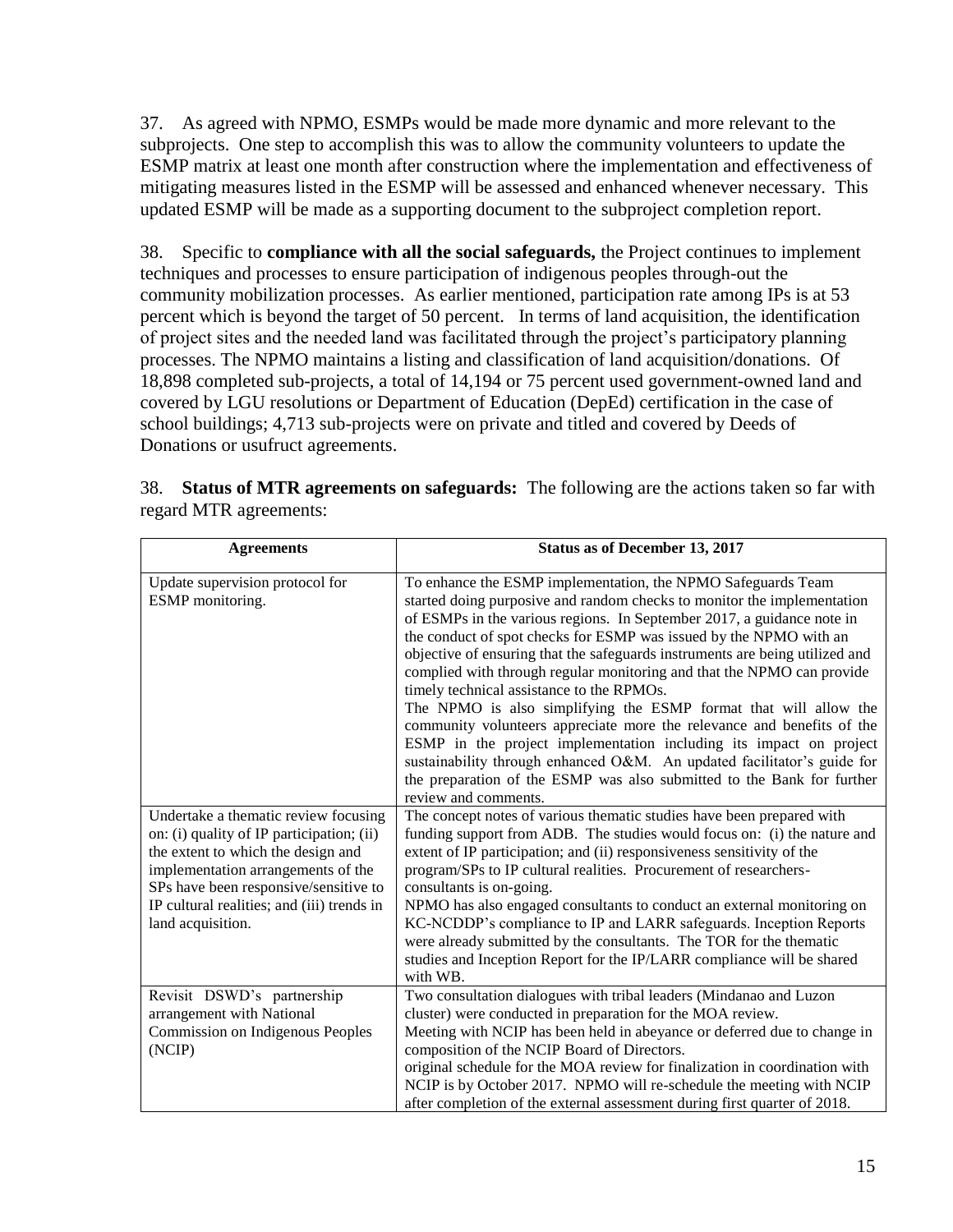37. As agreed with NPMO, ESMPs would be made more dynamic and more relevant to the subprojects. One step to accomplish this was to allow the community volunteers to update the ESMP matrix at least one month after construction where the implementation and effectiveness of mitigating measures listed in the ESMP will be assessed and enhanced whenever necessary. This updated ESMP will be made as a supporting document to the subproject completion report.

38. Specific to **compliance with all the social safeguards,** the Project continues to implement techniques and processes to ensure participation of indigenous peoples through-out the community mobilization processes. As earlier mentioned, participation rate among IPs is at 53 percent which is beyond the target of 50 percent. In terms of land acquisition, the identification of project sites and the needed land was facilitated through the project's participatory planning processes. The NPMO maintains a listing and classification of land acquisition/donations. Of 18,898 completed sub-projects, a total of 14,194 or 75 percent used government-owned land and covered by LGU resolutions or Department of Education (DepEd) certification in the case of school buildings; 4,713 sub-projects were on private and titled and covered by Deeds of Donations or usufruct agreements.

38. **Status of MTR agreements on safeguards:** The following are the actions taken so far with regard MTR agreements:

| Agreements | Status as of December 13, 2017 |
|---|---|
| Update supervision protocol for ESMP monitoring. | To enhance the ESMP implementation, the NPMO Safeguards Team started doing purposive and random checks to monitor the implementation of ESMPs in the various regions. In September 2017, a guidance note in the conduct of spot checks for ESMP was issued by the NPMO with an objective of ensuring that the safeguards instruments are being utilized and complied with through regular monitoring and that the NPMO can provide timely technical assistance to the RPMOs.<br>The NPMO is also simplifying the ESMP format that will allow the community volunteers appreciate more the relevance and benefits of the ESMP in the project implementation including its impact on project sustainability through enhanced O&M. An updated facilitator's guide for the preparation of the ESMP was also submitted to the Bank for further review and comments. |
| Undertake a thematic review focusing on: (i) quality of IP participation; (ii) the extent to which the design and implementation arrangements of the SPs have been responsive/sensitive to IP cultural realities; and (iii) trends in land acquisition. | The concept notes of various thematic studies have been prepared with funding support from ADB. The studies would focus on: (i) the nature and extent of IP participation; and (ii) responsiveness sensitivity of the program/SPs to IP cultural realities. Procurement of researchers-consultants is on-going.<br>NPMO has also engaged consultants to conduct an external monitoring on KC-NCDDP's compliance to IP and LARR safeguards. Inception Reports were already submitted by the consultants. The TOR for the thematic studies and Inception Report for the IP/LARR compliance will be shared with WB. |
| Revisit DSWD's partnership arrangement with National Commission on Indigenous Peoples (NCIP) | Two consultation dialogues with tribal leaders (Mindanao and Luzon cluster) were conducted in preparation for the MOA review.<br>Meeting with NCIP has been held in abeyance or deferred due to change in composition of the NCIP Board of Directors.<br>original schedule for the MOA review for finalization in coordination with NCIP is by October 2017. NPMO will re-schedule the meeting with NCIP after completion of the external assessment during first quarter of 2018. |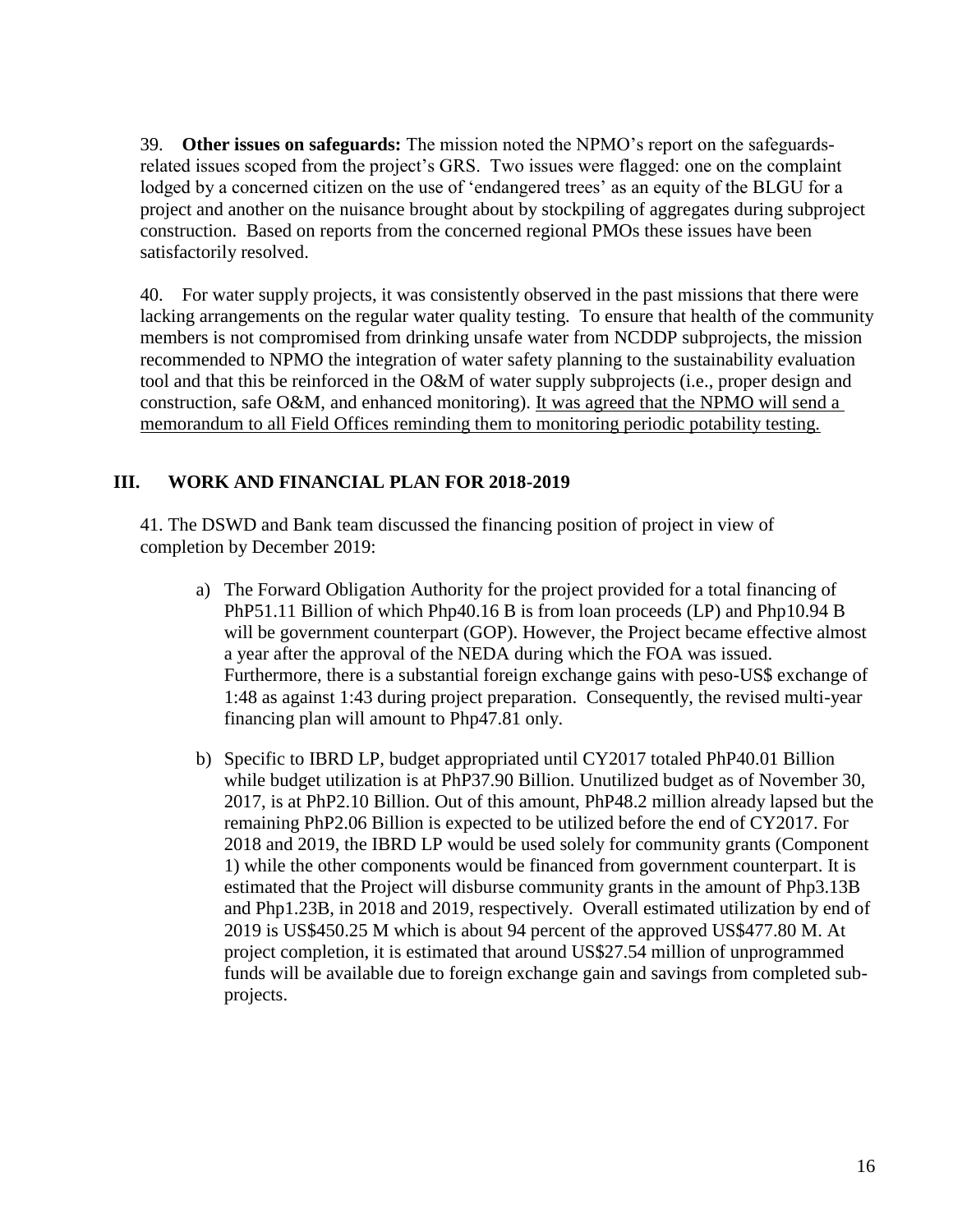39. **Other issues on safeguards:** The mission noted the NPMO's report on the safeguards-related issues scoped from the project's GRS. Two issues were flagged: one on the complaint lodged by a concerned citizen on the use of 'endangered trees' as an equity of the BLGU for a project and another on the nuisance brought about by stockpiling of aggregates during subproject construction. Based on reports from the concerned regional PMOs these issues have been satisfactorily resolved.

40. For water supply projects, it was consistently observed in the past missions that there were lacking arrangements on the regular water quality testing. To ensure that health of the community members is not compromised from drinking unsafe water from NCDDP subprojects, the mission recommended to NPMO the integration of water safety planning to the sustainability evaluation tool and that this be reinforced in the O&M of water supply subprojects (i.e., proper design and construction, safe O&M, and enhanced monitoring). <u>It was agreed that the NPMO will send a memorandum to all Field Offices reminding them to monitoring periodic potability testing.</u>

## III. WORK AND FINANCIAL PLAN FOR 2018-2019

41. The DSWD and Bank team discussed the financing position of project in view of completion by December 2019:

a) The Forward Obligation Authority for the project provided for a total financing of PhP51.11 Billion of which Php40.16 B is from loan proceeds (LP) and Php10.94 B will be government counterpart (GOP). However, the Project became effective almost a year after the approval of the NEDA during which the FOA was issued. Furthermore, there is a substantial foreign exchange gains with peso-US$ exchange of 1:48 as against 1:43 during project preparation. Consequently, the revised multi-year financing plan will amount to Php47.81 only.

b) Specific to IBRD LP, budget appropriated until CY2017 totaled PhP40.01 Billion while budget utilization is at PhP37.90 Billion. Unutilized budget as of November 30, 2017, is at PhP2.10 Billion. Out of this amount, PhP48.2 million already lapsed but the remaining PhP2.06 Billion is expected to be utilized before the end of CY2017. For 2018 and 2019, the IBRD LP would be used solely for community grants (Component 1) while the other components would be financed from government counterpart. It is estimated that the Project will disburse community grants in the amount of Php3.13B and Php1.23B, in 2018 and 2019, respectively. Overall estimated utilization by end of 2019 is US$450.25 M which is about 94 percent of the approved US$477.80 M. At project completion, it is estimated that around US$27.54 million of unprogrammed funds will be available due to foreign exchange gain and savings from completed sub-projects.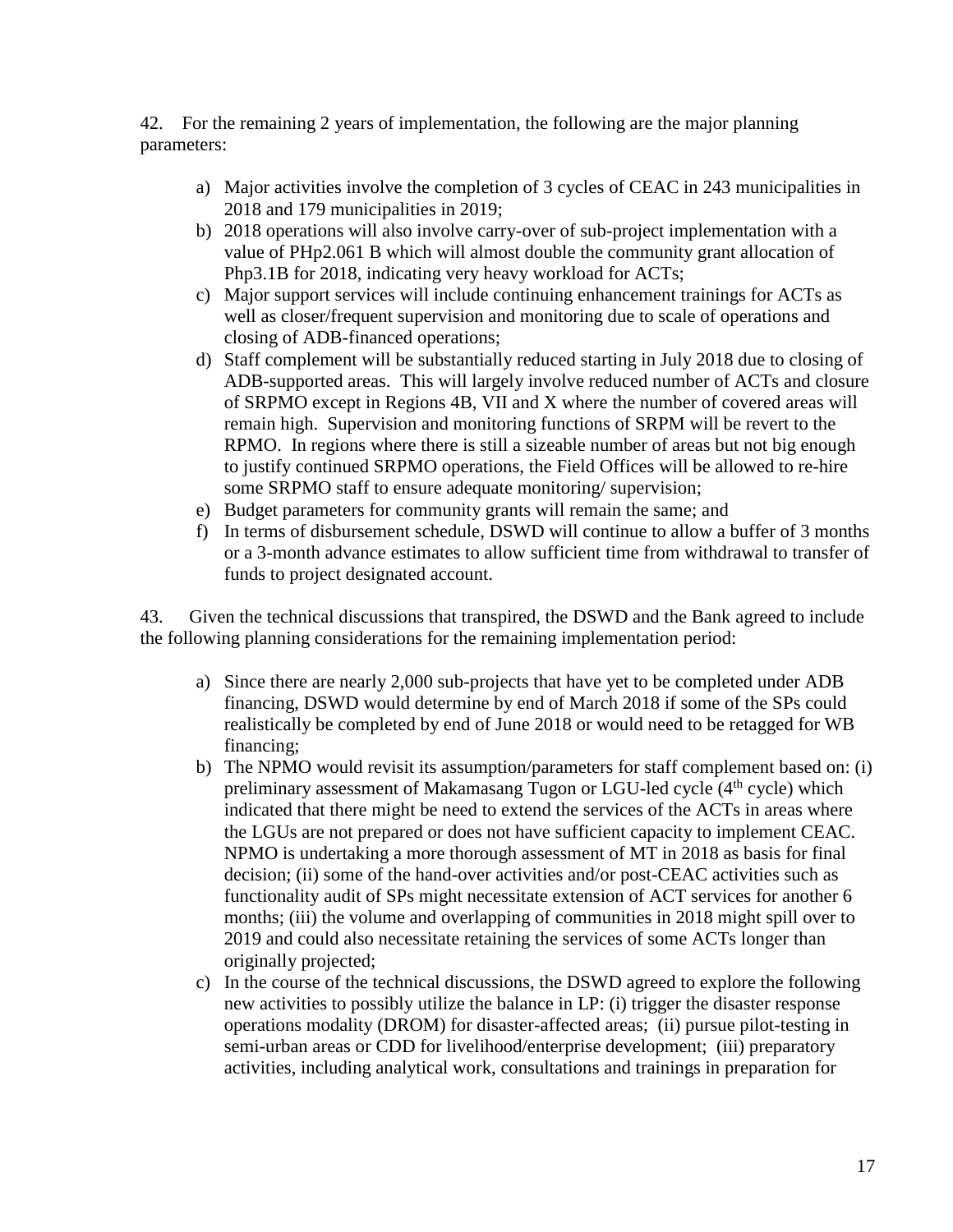42. For the remaining 2 years of implementation, the following are the major planning parameters:

a) Major activities involve the completion of 3 cycles of CEAC in 243 municipalities in 2018 and 179 municipalities in 2019;
b) 2018 operations will also involve carry-over of sub-project implementation with a value of PHp2.061 B which will almost double the community grant allocation of Php3.1B for 2018, indicating very heavy workload for ACTs;
c) Major support services will include continuing enhancement trainings for ACTs as well as closer/frequent supervision and monitoring due to scale of operations and closing of ADB-financed operations;
d) Staff complement will be substantially reduced starting in July 2018 due to closing of ADB-supported areas. This will largely involve reduced number of ACTs and closure of SRPMO except in Regions 4B, VII and X where the number of covered areas will remain high. Supervision and monitoring functions of SRPM will be revert to the RPMO. In regions where there is still a sizeable number of areas but not big enough to justify continued SRPMO operations, the Field Offices will be allowed to re-hire some SRPMO staff to ensure adequate monitoring/ supervision;
e) Budget parameters for community grants will remain the same; and
f) In terms of disbursement schedule, DSWD will continue to allow a buffer of 3 months or a 3-month advance estimates to allow sufficient time from withdrawal to transfer of funds to project designated account.

43. Given the technical discussions that transpired, the DSWD and the Bank agreed to include the following planning considerations for the remaining implementation period:

a) Since there are nearly 2,000 sub-projects that have yet to be completed under ADB financing, DSWD would determine by end of March 2018 if some of the SPs could realistically be completed by end of June 2018 or would need to be retagged for WB financing;
b) The NPMO would revisit its assumption/parameters for staff complement based on: (i) preliminary assessment of Makamasang Tugon or LGU-led cycle (4th cycle) which indicated that there might be need to extend the services of the ACTs in areas where the LGUs are not prepared or does not have sufficient capacity to implement CEAC. NPMO is undertaking a more thorough assessment of MT in 2018 as basis for final decision; (ii) some of the hand-over activities and/or post-CEAC activities such as functionality audit of SPs might necessitate extension of ACT services for another 6 months; (iii) the volume and overlapping of communities in 2018 might spill over to 2019 and could also necessitate retaining the services of some ACTs longer than originally projected;
c) In the course of the technical discussions, the DSWD agreed to explore the following new activities to possibly utilize the balance in LP: (i) trigger the disaster response operations modality (DROM) for disaster-affected areas; (ii) pursue pilot-testing in semi-urban areas or CDD for livelihood/enterprise development; (iii) preparatory activities, including analytical work, consultations and trainings in preparation for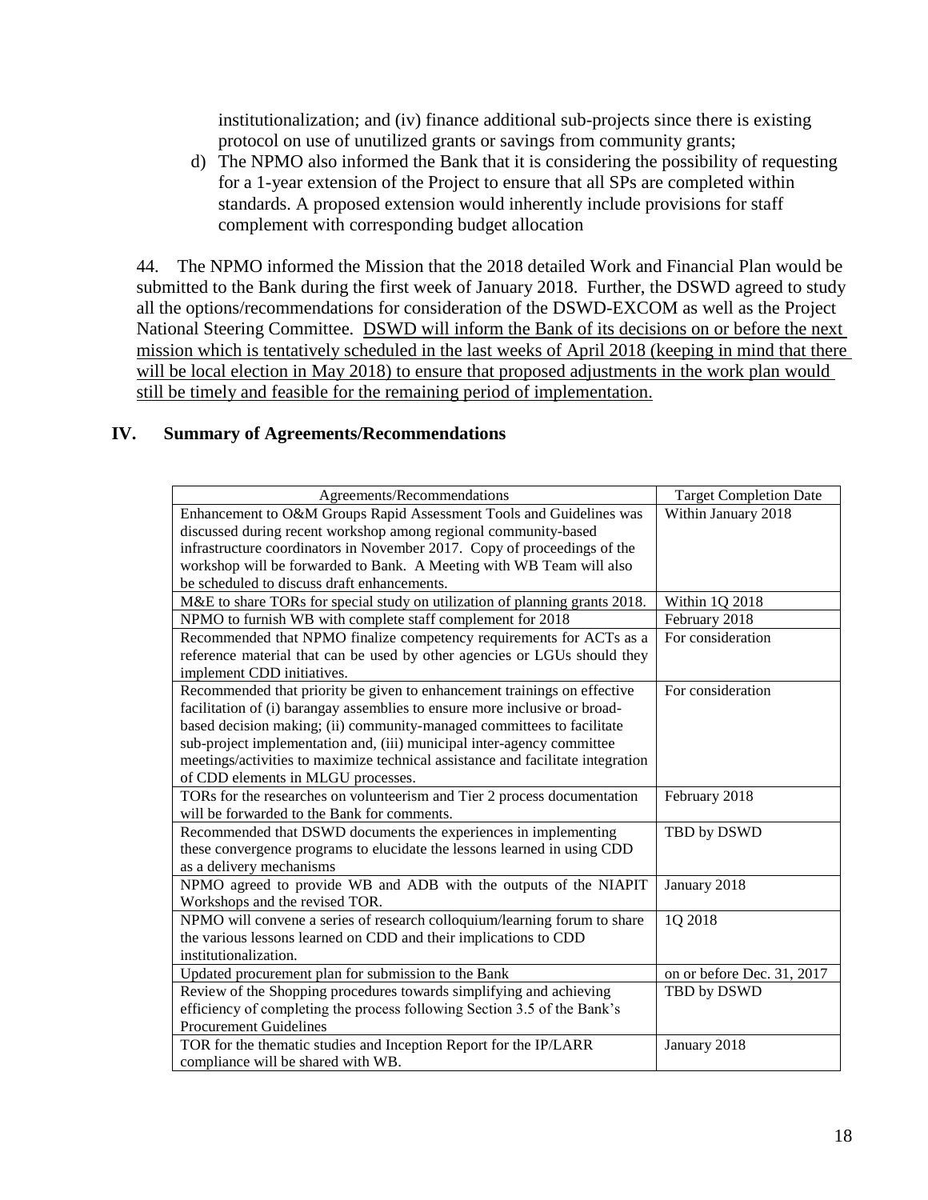institutionalization; and (iv) finance additional sub-projects since there is existing protocol on use of unutilized grants or savings from community grants;

d) The NPMO also informed the Bank that it is considering the possibility of requesting for a 1-year extension of the Project to ensure that all SPs are completed within standards. A proposed extension would inherently include provisions for staff complement with corresponding budget allocation

44. The NPMO informed the Mission that the 2018 detailed Work and Financial Plan would be submitted to the Bank during the first week of January 2018. Further, the DSWD agreed to study all the options/recommendations for consideration of the DSWD-EXCOM as well as the Project National Steering Committee. <u>DSWD will inform the Bank of its decisions on or before the next mission which is tentatively scheduled in the last weeks of April 2018 (keeping in mind that there will be local election in May 2018) to ensure that proposed adjustments in the work plan would still be timely and feasible for the remaining period of implementation.</u>

## IV. Summary of Agreements/Recommendations

| Agreements/Recommendations | Target Completion Date |
|---|---|
| Enhancement to O&M Groups Rapid Assessment Tools and Guidelines was discussed during recent workshop among regional community-based infrastructure coordinators in November 2017. Copy of proceedings of the workshop will be forwarded to Bank. A Meeting with WB Team will also be scheduled to discuss draft enhancements. | Within January 2018 |
| M&E to share TORs for special study on utilization of planning grants 2018. | Within 1Q 2018 |
| NPMO to furnish WB with complete staff complement for 2018 | February 2018 |
| Recommended that NPMO finalize competency requirements for ACTs as a reference material that can be used by other agencies or LGUs should they implement CDD initiatives. | For consideration |
| Recommended that priority be given to enhancement trainings on effective facilitation of (i) barangay assemblies to ensure more inclusive or broad-based decision making; (ii) community-managed committees to facilitate sub-project implementation and, (iii) municipal inter-agency committee meetings/activities to maximize technical assistance and facilitate integration of CDD elements in MLGU processes. | For consideration |
| TORs for the researches on volunteerism and Tier 2 process documentation will be forwarded to the Bank for comments. | February 2018 |
| Recommended that DSWD documents the experiences in implementing these convergence programs to elucidate the lessons learned in using CDD as a delivery mechanisms | TBD by DSWD |
| NPMO agreed to provide WB and ADB with the outputs of the NIAPIT Workshops and the revised TOR. | January 2018 |
| NPMO will convene a series of research colloquium/learning forum to share the various lessons learned on CDD and their implications to CDD institutionalization. | 1Q 2018 |
| Updated procurement plan for submission to the Bank | on or before Dec. 31, 2017 |
| Review of the Shopping procedures towards simplifying and achieving efficiency of completing the process following Section 3.5 of the Bank's Procurement Guidelines | TBD by DSWD |
| TOR for the thematic studies and Inception Report for the IP/LARR compliance will be shared with WB. | January 2018 |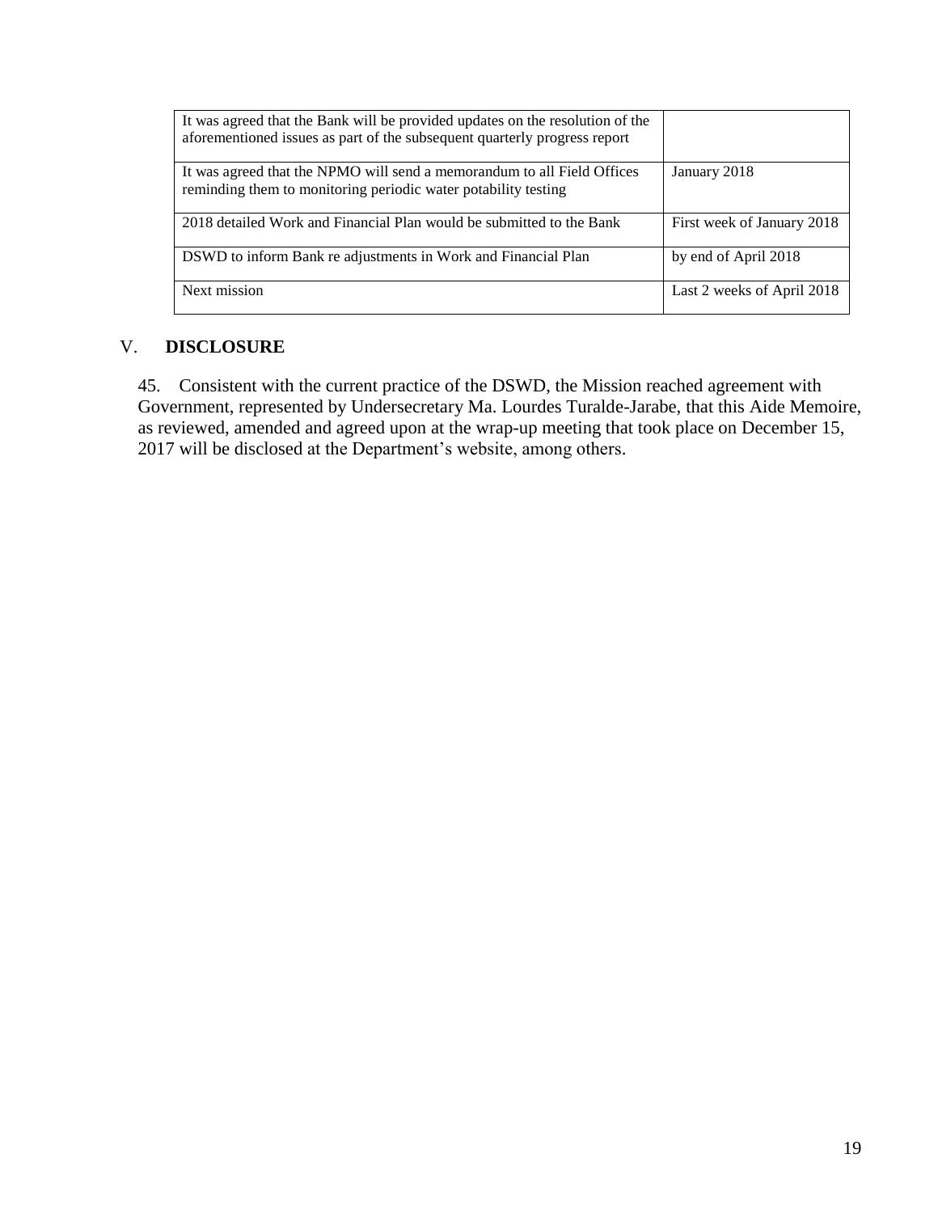| | |
|---|---|
| It was agreed that the Bank will be provided updates on the resolution of the aforementioned issues as part of the subsequent quarterly progress report | |
| It was agreed that the NPMO will send a memorandum to all Field Offices reminding them to monitoring periodic water potability testing | January 2018 |
| 2018 detailed Work and Financial Plan would be submitted to the Bank | First week of January 2018 |
| DSWD to inform Bank re adjustments in Work and Financial Plan | by end of April 2018 |
| Next mission | Last 2 weeks of April 2018 |

## V. DISCLOSURE

45. Consistent with the current practice of the DSWD, the Mission reached agreement with Government, represented by Undersecretary Ma. Lourdes Turalde-Jarabe, that this Aide Memoire, as reviewed, amended and agreed upon at the wrap-up meeting that took place on December 15, 2017 will be disclosed at the Department's website, among others.